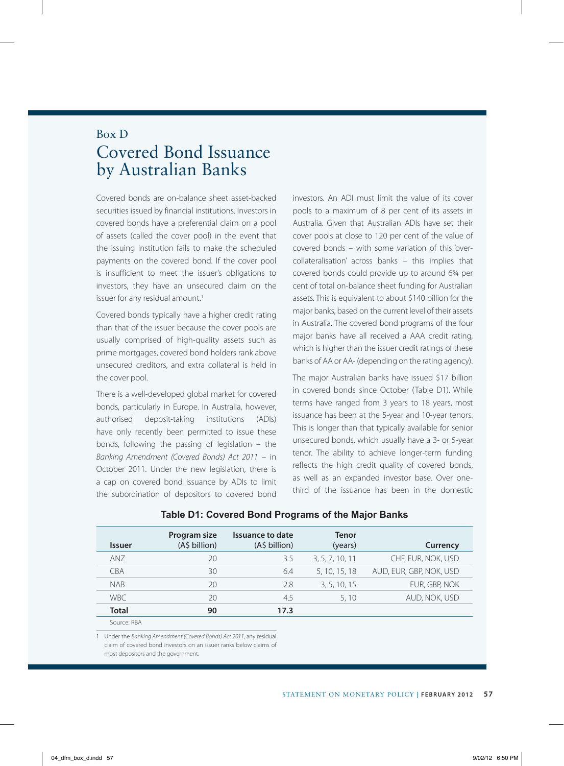Box D

# Covered Bond Issuance by Australian Banks

Covered bonds are on-balance sheet asset-backed securities issued by financial institutions. Investors in covered bonds have a preferential claim on a pool of assets (called the cover pool) in the event that the issuing institution fails to make the scheduled payments on the covered bond. If the cover pool is insufficient to meet the issuer's obligations to investors, they have an unsecured claim on the issuer for any residual amount.[1]

Covered bonds typically have a higher credit rating than that of the issuer because the cover pools are usually comprised of high-quality assets such as prime mortgages, covered bond holders rank above unsecured creditors, and extra collateral is held in the cover pool.

There is a well-developed global market for covered bonds, particularly in Europe. In Australia, however, authorised deposit-taking institutions (ADIs) have only recently been permitted to issue these bonds, following the passing of legislation – the *Banking Amendment (Covered Bonds) Act 2011* – in October 2011. Under the new legislation, there is a cap on covered bond issuance by ADIs to limit the subordination of depositors to covered bond investors. An ADI must limit the value of its cover pools to a maximum of 8 per cent of its assets in Australia. Given that Australian ADIs have set their cover pools at close to 120 per cent of the value of covered bonds – with some variation of this 'over-collateralisation' across banks – this implies that covered bonds could provide up to around 6¾ per cent of total on-balance sheet funding for Australian assets. This is equivalent to about $140 billion for the major banks, based on the current level of their assets in Australia. The covered bond programs of the four major banks have all received a AAA credit rating, which is higher than the issuer credit ratings of these banks of AA or AA- (depending on the rating agency).

The major Australian banks have issued $17 billion in covered bonds since October (Table D1). While terms have ranged from 3 years to 18 years, most issuance has been at the 5-year and 10-year tenors. This is longer than that typically available for senior unsecured bonds, which usually have a 3- or 5-year tenor. The ability to achieve longer-term funding reflects the high credit quality of covered bonds, as well as an expanded investor base. Over one-third of the issuance has been in the domestic

**Table D1: Covered Bond Programs of the Major Banks**

| Issuer | Program size (A$ billion) | Issuance to date (A$ billion) | Tenor (years) | Currency |
|---|---|---|---|---|
| ANZ | 20 | 3.5 | 3, 5, 7, 10, 11 | CHF, EUR, NOK, USD |
| CBA | 30 | 6.4 | 5, 10, 15, 18 | AUD, EUR, GBP, NOK, USD |
| NAB | 20 | 2.8 | 3, 5, 10, 15 | EUR, GBP, NOK |
| WBC | 20 | 4.5 | 5, 10 | AUD, NOK, USD |
| **Total** | **90** | **17.3** | | |

Source: RBA

1 Under the *Banking Amendment (Covered Bonds) Act 2011*, any residual claim of covered bond investors on an issuer ranks below claims of most depositors and the government.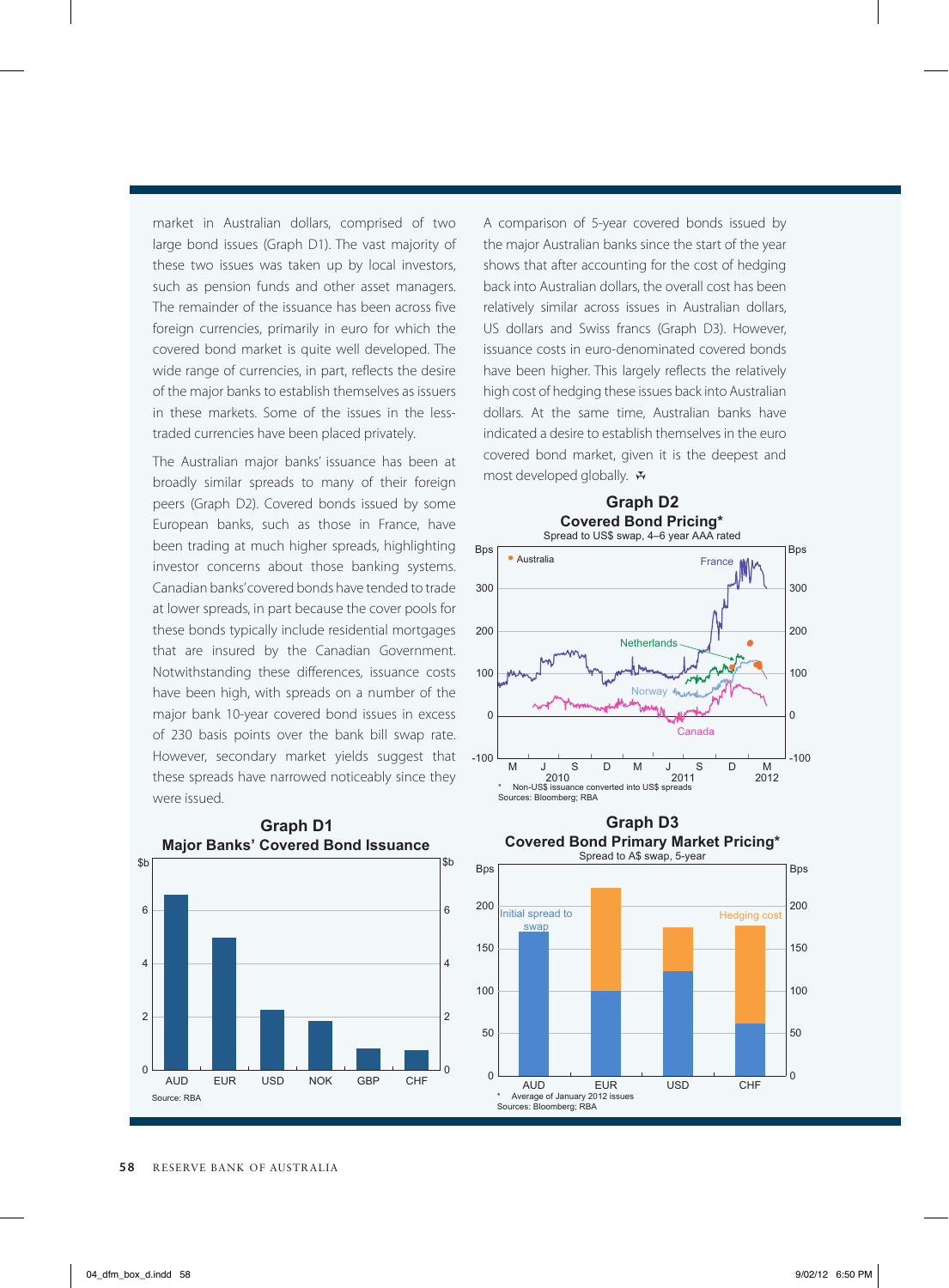market in Australian dollars, comprised of two large bond issues (Graph D1). The vast majority of these two issues was taken up by local investors, such as pension funds and other asset managers. The remainder of the issuance has been across five foreign currencies, primarily in euro for which the covered bond market is quite well developed. The wide range of currencies, in part, reflects the desire of the major banks to establish themselves as issuers in these markets. Some of the issues in the less-traded currencies have been placed privately.

The Australian major banks' issuance has been at broadly similar spreads to many of their foreign peers (Graph D2). Covered bonds issued by some European banks, such as those in France, have been trading at much higher spreads, highlighting investor concerns about those banking systems. Canadian banks' covered bonds have tended to trade at lower spreads, in part because the cover pools for these bonds typically include residential mortgages that are insured by the Canadian Government. Notwithstanding these differences, issuance costs have been high, with spreads on a number of the major bank 10-year covered bond issues in excess of 230 basis points over the bank bill swap rate. However, secondary market yields suggest that these spreads have narrowed noticeably since they were issued.

**Graph D1**
**Major Banks' Covered Bond Issuance**

$b
0, 2, 4, 6
AUD, EUR, USD, NOK, GBP, CHF
Source: RBA

A comparison of 5-year covered bonds issued by the major Australian banks since the start of the year shows that after accounting for the cost of hedging back into Australian dollars, the overall cost has been relatively similar across issues in Australian dollars, US dollars and Swiss francs (Graph D3). However, issuance costs in euro-denominated covered bonds have been higher. This largely reflects the relatively high cost of hedging these issues back into Australian dollars. At the same time, Australian banks have indicated a desire to establish themselves in the euro covered bond market, given it is the deepest and most developed globally.

**Graph D2**
**Covered Bond Pricing***
Spread to US$ swap, 4–6 year AAA rated

Bps
-100, 0, 100, 200, 300
Australia, France, Netherlands, Norway, Canada
M J S D M J S D M
2010 2011 2012

\* Non-US$ issuance converted into US$ spreads
Sources: Bloomberg; RBA

**Graph D3**
**Covered Bond Primary Market Pricing***
Spread to A$ swap, 5-year

Bps
0, 50, 100, 150, 200
Initial spread to swap
Hedging cost
AUD, EUR, USD, CHF

\* Average of January 2012 issues
Sources: Bloomberg; RBA